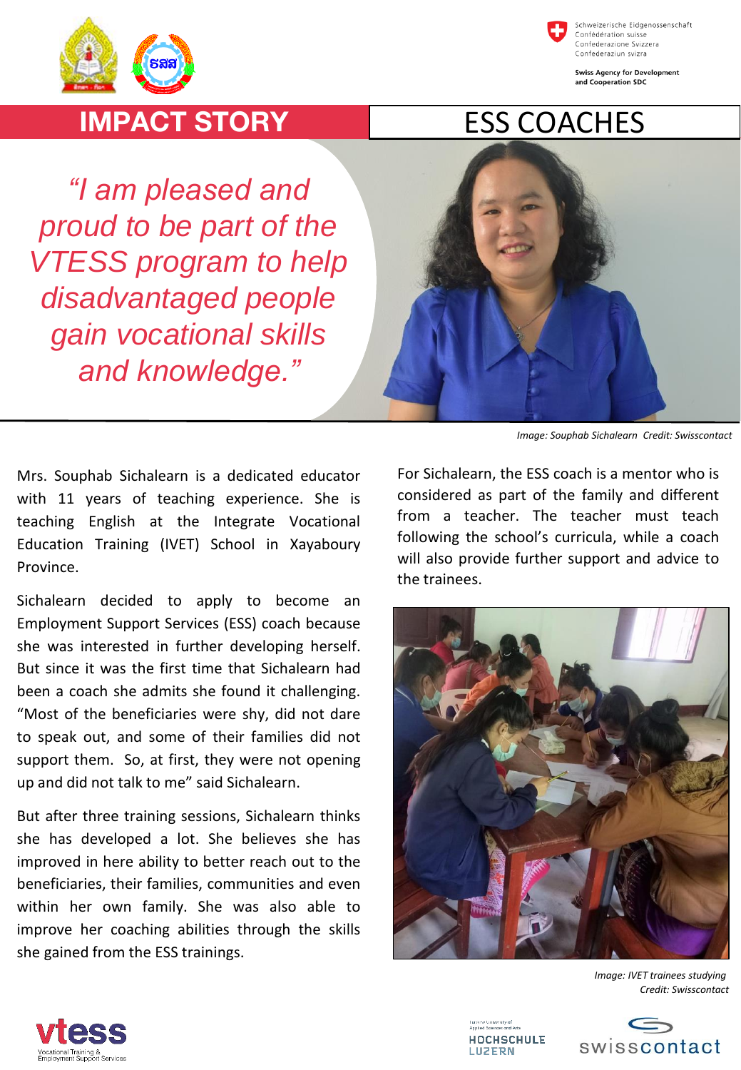# IMPACT STORY

# ESS COACHES

*"I am pleased and proud to be part of the VTESS program to help disadvantaged people gain vocational skills and knowledge."*

*Image: Souphab Sichalearn Credit: Swisscontact*

Mrs. Souphab Sichalearn is a dedicated educator with 11 years of teaching experience. She is teaching English at the Integrate Vocational Education Training (IVET) School in Xayaboury Province.

Sichalearn decided to apply to become an Employment Support Services (ESS) coach because she was interested in further developing herself. But since it was the first time that Sichalearn had been a coach she admits she found it challenging. "Most of the beneficiaries were shy, did not dare to speak out, and some of their families did not support them. So, at first, they were not opening up and did not talk to me" said Sichalearn.

But after three training sessions, Sichalearn thinks she has developed a lot. She believes she has improved in here ability to better reach out to the beneficiaries, their families, communities and even within her own family. She was also able to improve her coaching abilities through the skills she gained from the ESS trainings.

For Sichalearn, the ESS coach is a mentor who is considered as part of the family and different from a teacher. The teacher must teach following the school's curricula, while a coach will also provide further support and advice to the trainees.

*Image: IVET trainees studying*
*Credit: Swisscontact*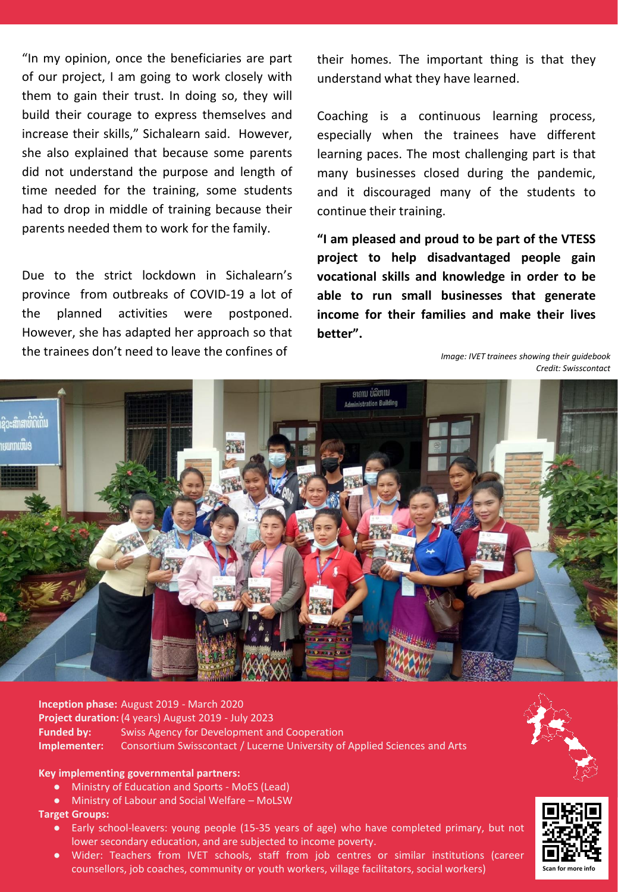"In my opinion, once the beneficiaries are part of our project, I am going to work closely with them to gain their trust. In doing so, they will build their courage to express themselves and increase their skills," Sichalearn said. However, she also explained that because some parents did not understand the purpose and length of time needed for the training, some students had to drop in middle of training because their parents needed them to work for the family.

Due to the strict lockdown in Sichalearn's province from outbreaks of COVID-19 a lot of the planned activities were postponed. However, she has adapted her approach so that the trainees don't need to leave the confines of their homes. The important thing is that they understand what they have learned.

Coaching is a continuous learning process, especially when the trainees have different learning paces. The most challenging part is that many businesses closed during the pandemic, and it discouraged many of the students to continue their training.

**"I am pleased and proud to be part of the VTESS project to help disadvantaged people gain vocational skills and knowledge in order to be able to run small businesses that generate income for their families and make their lives better".**

*Image: IVET trainees showing their guidebook*
*Credit: Swisscontact*

**Inception phase:** August 2019 - March 2020
**Project duration:** (4 years) August 2019 - July 2023
**Funded by:** Swiss Agency for Development and Cooperation
**Implementer:** Consortium Swisscontact / Lucerne University of Applied Sciences and Arts

**Key implementing governmental partners:**

- Ministry of Education and Sports - MoES (Lead)
- Ministry of Labour and Social Welfare – MoLSW

**Target Groups:**

- Early school-leavers: young people (15-35 years of age) who have completed primary, but not lower secondary education, and are subjected to income poverty.
- Wider: Teachers from IVET schools, staff from job centres or similar institutions (career counsellors, job coaches, community or youth workers, village facilitators, social workers)

Scan for more info